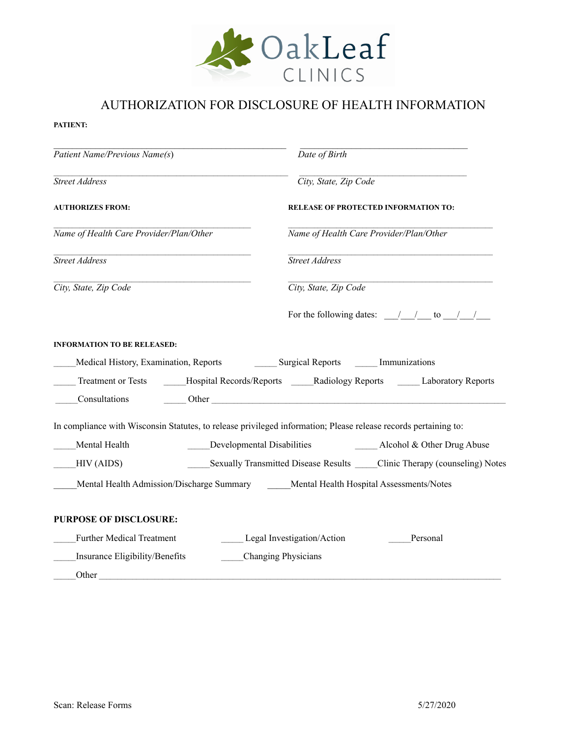OakLeaf CLINICS

# AUTHORIZATION FOR DISCLOSURE OF HEALTH INFORMATION

**PATIENT:**

_______________________________________________ _______________________________________

*Patient Name/Previous Name(s)* *Date of Birth*

_______________________________________________ _______________________________________

*Street Address* *City, State, Zip Code*

**AUTHORIZES FROM:**

_______________________________________________

*Name of Health Care Provider/Plan/Other*

_______________________________________________

*Street Address*

_______________________________________________

*City, State, Zip Code*

**RELEASE OF PROTECTED INFORMATION TO:**

_______________________________________________

*Name of Health Care Provider/Plan/Other*

_______________________________________________

*Street Address*

_______________________________________________

*City, State, Zip Code*

For the following dates: ___/___/___ to ___/___/___

**INFORMATION TO BE RELEASED:**

_____Medical History, Examination, Reports _____ Surgical Reports _____ Immunizations

_____ Treatment or Tests _____Hospital Records/Reports _____Radiology Reports _____ Laboratory Reports

_____Consultations _____ Other _______________________________________________

In compliance with Wisconsin Statutes, to release privileged information; Please release records pertaining to:

_____Mental Health _____Developmental Disabilities _____ Alcohol & Other Drug Abuse

_____HIV (AIDS) _____Sexually Transmitted Disease Results _____Clinic Therapy (counseling) Notes

_____Mental Health Admission/Discharge Summary _____Mental Health Hospital Assessments/Notes

**PURPOSE OF DISCLOSURE:**

_____Further Medical Treatment _____ Legal Investigation/Action _____Personal

_____Insurance Eligibility/Benefits _____Changing Physicians

_____Other _______________________________________________________________

Scan: Release Forms 5/27/2020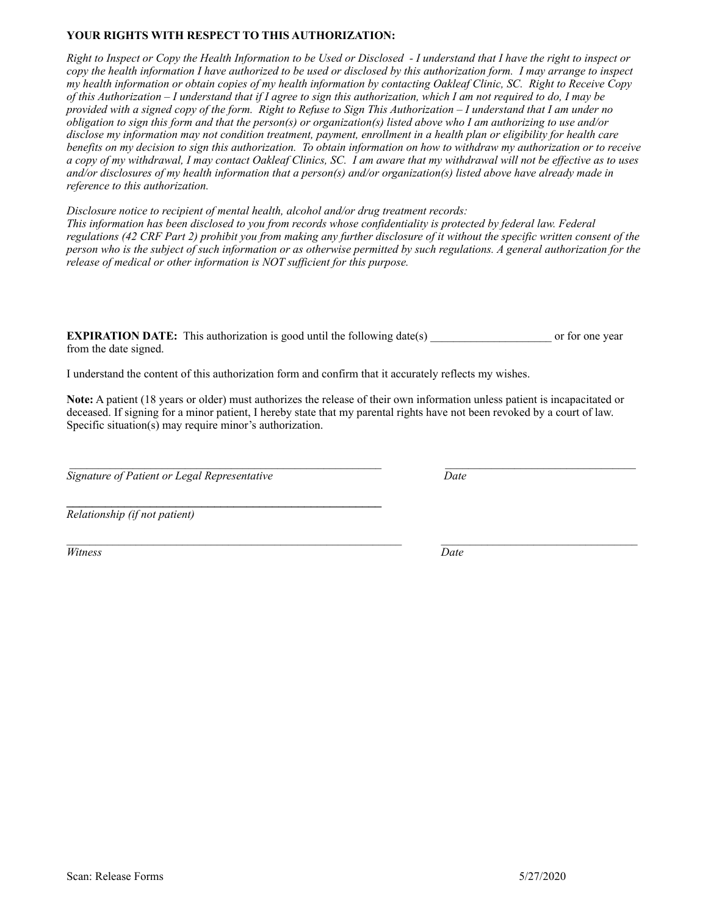**YOUR RIGHTS WITH RESPECT TO THIS AUTHORIZATION:**

*Right to Inspect or Copy the Health Information to be Used or Disclosed - I understand that I have the right to inspect or copy the health information I have authorized to be used or disclosed by this authorization form. I may arrange to inspect my health information or obtain copies of my health information by contacting Oakleaf Clinic, SC. Right to Receive Copy of this Authorization – I understand that if I agree to sign this authorization, which I am not required to do, I may be provided with a signed copy of the form. Right to Refuse to Sign This Authorization – I understand that I am under no obligation to sign this form and that the person(s) or organization(s) listed above who I am authorizing to use and/or disclose my information may not condition treatment, payment, enrollment in a health plan or eligibility for health care benefits on my decision to sign this authorization. To obtain information on how to withdraw my authorization or to receive a copy of my withdrawal, I may contact Oakleaf Clinics, SC. I am aware that my withdrawal will not be effective as to uses and/or disclosures of my health information that a person(s) and/or organization(s) listed above have already made in reference to this authorization.*

*Disclosure notice to recipient of mental health, alcohol and/or drug treatment records:*
*This information has been disclosed to you from records whose confidentiality is protected by federal law. Federal regulations (42 CRF Part 2) prohibit you from making any further disclosure of it without the specific written consent of the person who is the subject of such information or as otherwise permitted by such regulations. A general authorization for the release of medical or other information is NOT sufficient for this purpose.*

**EXPIRATION DATE:** This authorization is good until the following date(s) ____________________ or for one year from the date signed.

I understand the content of this authorization form and confirm that it accurately reflects my wishes.

**Note:** A patient (18 years or older) must authorizes the release of their own information unless patient is incapacitated or deceased. If signing for a minor patient, I hereby state that my parental rights have not been revoked by a court of law. Specific situation(s) may require minor's authorization.

_______________________________________________ _______________________________

*Signature of Patient or Legal Representative* *Date*

_______________________________________________

*Relationship (if not patient)*

_______________________________________________ _______________________________

*Witness* *Date*

Scan: Release Forms 5/27/2020